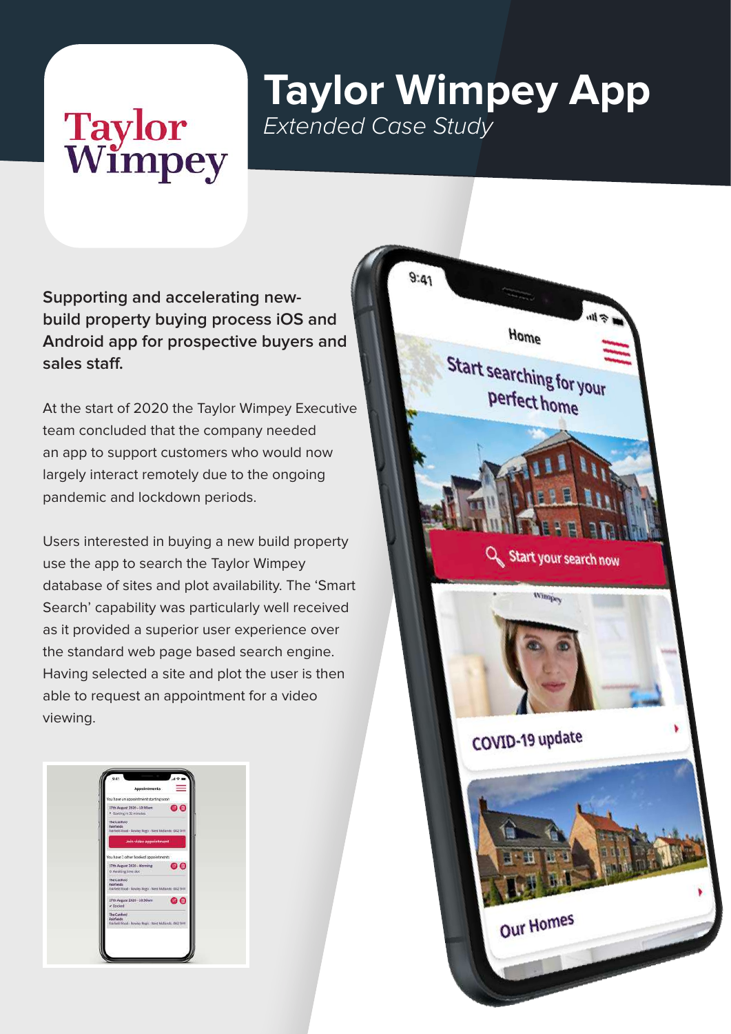# Taylor Wimpey App

*Extended Case Study*

**Supporting and accelerating new-build property buying process iOS and Android app for prospective buyers and sales staff.**

At the start of 2020 the Taylor Wimpey Executive team concluded that the company needed an app to support customers who would now largely interact remotely due to the ongoing pandemic and lockdown periods.

Users interested in buying a new build property use the app to search the Taylor Wimpey database of sites and plot availability. The 'Smart Search' capability was particularly well received as it provided a superior user experience over the standard web page based search engine. Having selected a site and plot the user is then able to request an appointment for a video viewing.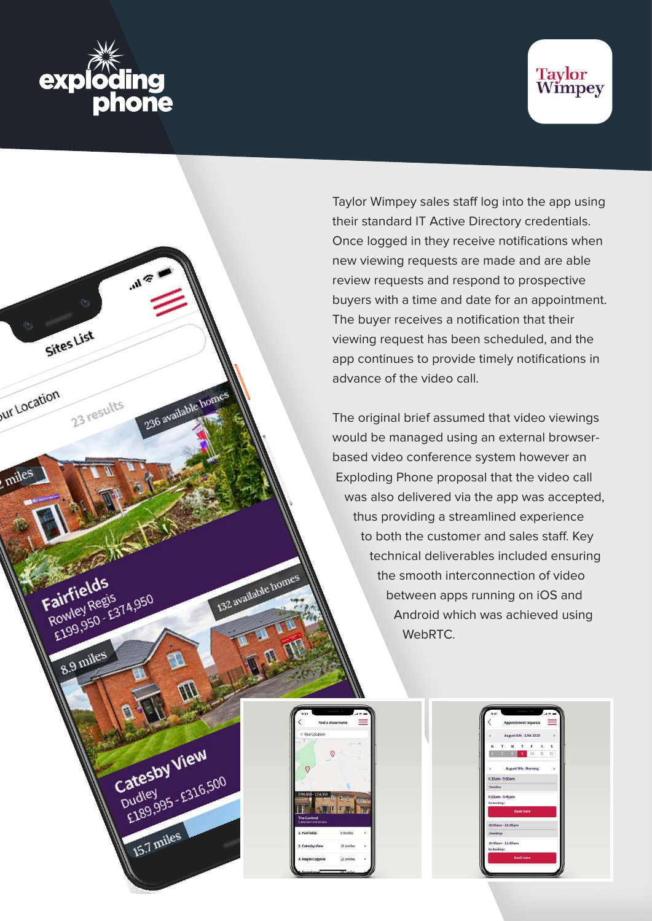Taylor Wimpey sales staff log into the app using their standard IT Active Directory credentials. Once logged in they receive notifications when new viewing requests are made and are able review requests and respond to prospective buyers with a time and date for an appointment. The buyer receives a notification that their viewing request has been scheduled, and the app continues to provide timely notifications in advance of the video call.

The original brief assumed that video viewings would be managed using an external browser-based video conference system however an Exploding Phone proposal that the video call was also delivered via the app was accepted, thus providing a streamlined experience to both the customer and sales staff. Key technical deliverables included ensuring the smooth interconnection of video between apps running on iOS and Android which was achieved using WebRTC.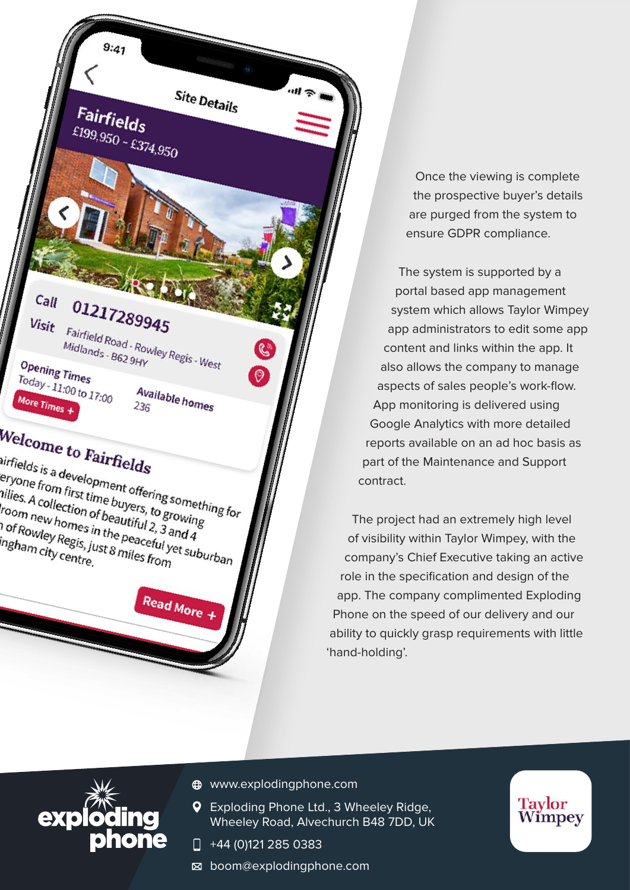Once the viewing is complete the prospective buyer's details are purged from the system to ensure GDPR compliance.

The system is supported by a portal based app management system which allows Taylor Wimpey app administrators to edit some app content and links within the app. It also allows the company to manage aspects of sales people's work-flow. App monitoring is delivered using Google Analytics with more detailed reports available on an ad hoc basis as part of the Maintenance and Support contract.

The project had an extremely high level of visibility within Taylor Wimpey, with the company's Chief Executive taking an active role in the specification and design of the app. The company complimented Exploding Phone on the speed of our delivery and our ability to quickly grasp requirements with little 'hand-holding'.

www.explodingphone.com

Exploding Phone Ltd., 3 Wheeley Ridge, Wheeley Road, Alvechurch B48 7DD, UK

+44 (0)121 285 0383

boom@explodingphone.com